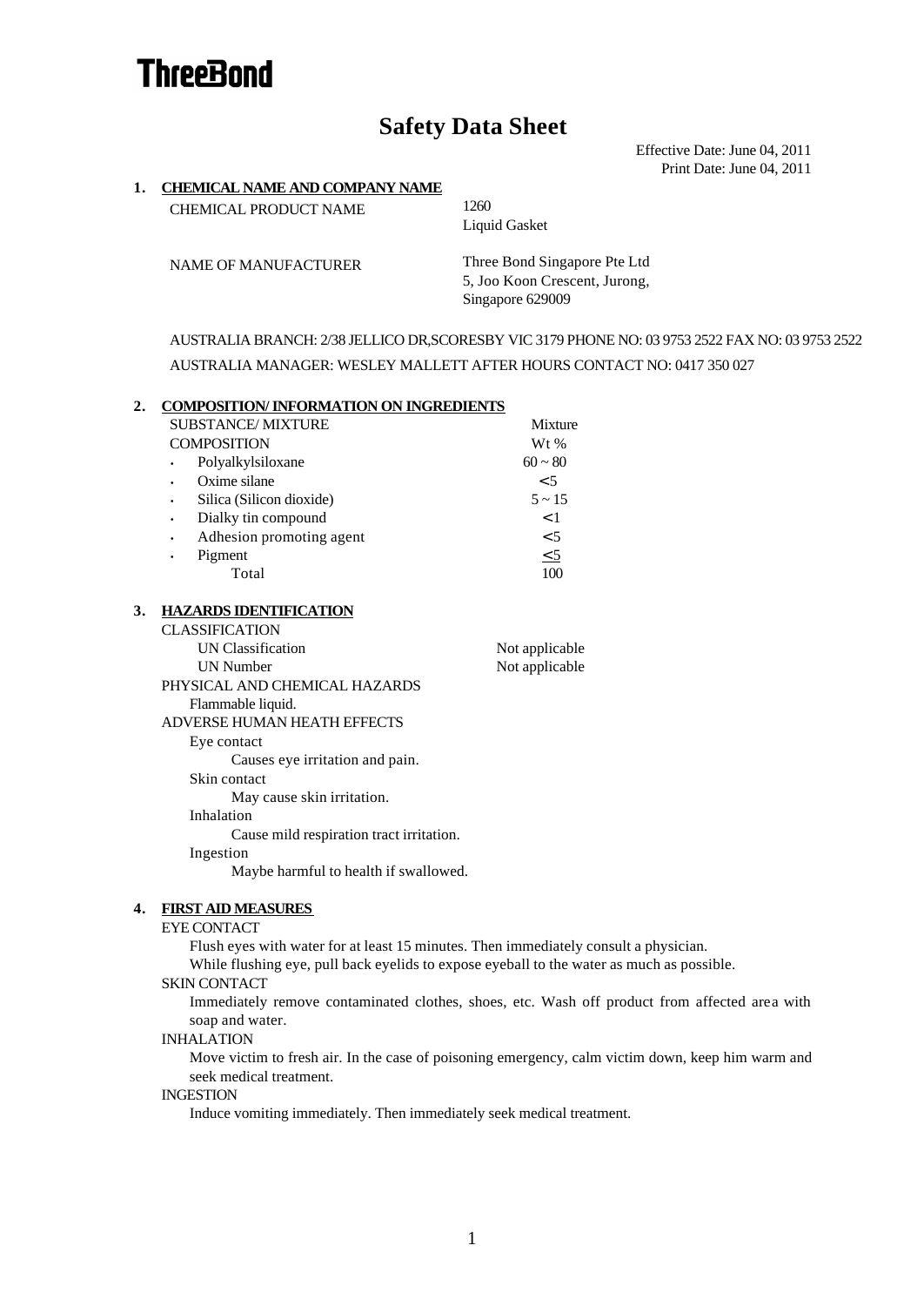# ThreeBond

## Safety Data Sheet

Effective Date: June 04, 2011
Print Date: June 04, 2011

### 1. CHEMICAL NAME AND COMPANY NAME

CHEMICAL PRODUCT NAME: 1260
Liquid Gasket

NAME OF MANUFACTURER: Three Bond Singapore Pte Ltd
5, Joo Koon Crescent, Jurong,
Singapore 629009

AUSTRALIA BRANCH: 2/38 JELLICO DR,SCORESBY VIC 3179 PHONE NO: 03 9753 2522 FAX NO: 03 9753 2522

AUSTRALIA MANAGER: WESLEY MALLETT AFTER HOURS CONTACT NO: 0417 350 027

### 2. COMPOSITION/ INFORMATION ON INGREDIENTS

| SUBSTANCE/ MIXTURE | Mixture |
|---|---|
| COMPOSITION | Wt % |
| • Polyalkylsiloxane | 60 ~ 80 |
| • Oxime silane | <5 |
| • Silica (Silicon dioxide) | 5 ~ 15 |
| • Dialky tin compound | <1 |
| • Adhesion promoting agent | <5 |
| • Pigment | ≤5 |
| Total | 100 |

### 3. HAZARDS IDENTIFICATION

CLASSIFICATION

| UN Classification | Not applicable |
|---|---|
| UN Number | Not applicable |

PHYSICAL AND CHEMICAL HAZARDS

Flammable liquid.

ADVERSE HUMAN HEATH EFFECTS

Eye contact

Causes eye irritation and pain.

Skin contact

May cause skin irritation.

Inhalation

Cause mild respiration tract irritation.

Ingestion

Maybe harmful to health if swallowed.

### 4. FIRST AID MEASURES

EYE CONTACT

Flush eyes with water for at least 15 minutes. Then immediately consult a physician.
While flushing eye, pull back eyelids to expose eyeball to the water as much as possible.

SKIN CONTACT

Immediately remove contaminated clothes, shoes, etc. Wash off product from affected area with soap and water.

INHALATION

Move victim to fresh air. In the case of poisoning emergency, calm victim down, keep him warm and seek medical treatment.

INGESTION

Induce vomiting immediately. Then immediately seek medical treatment.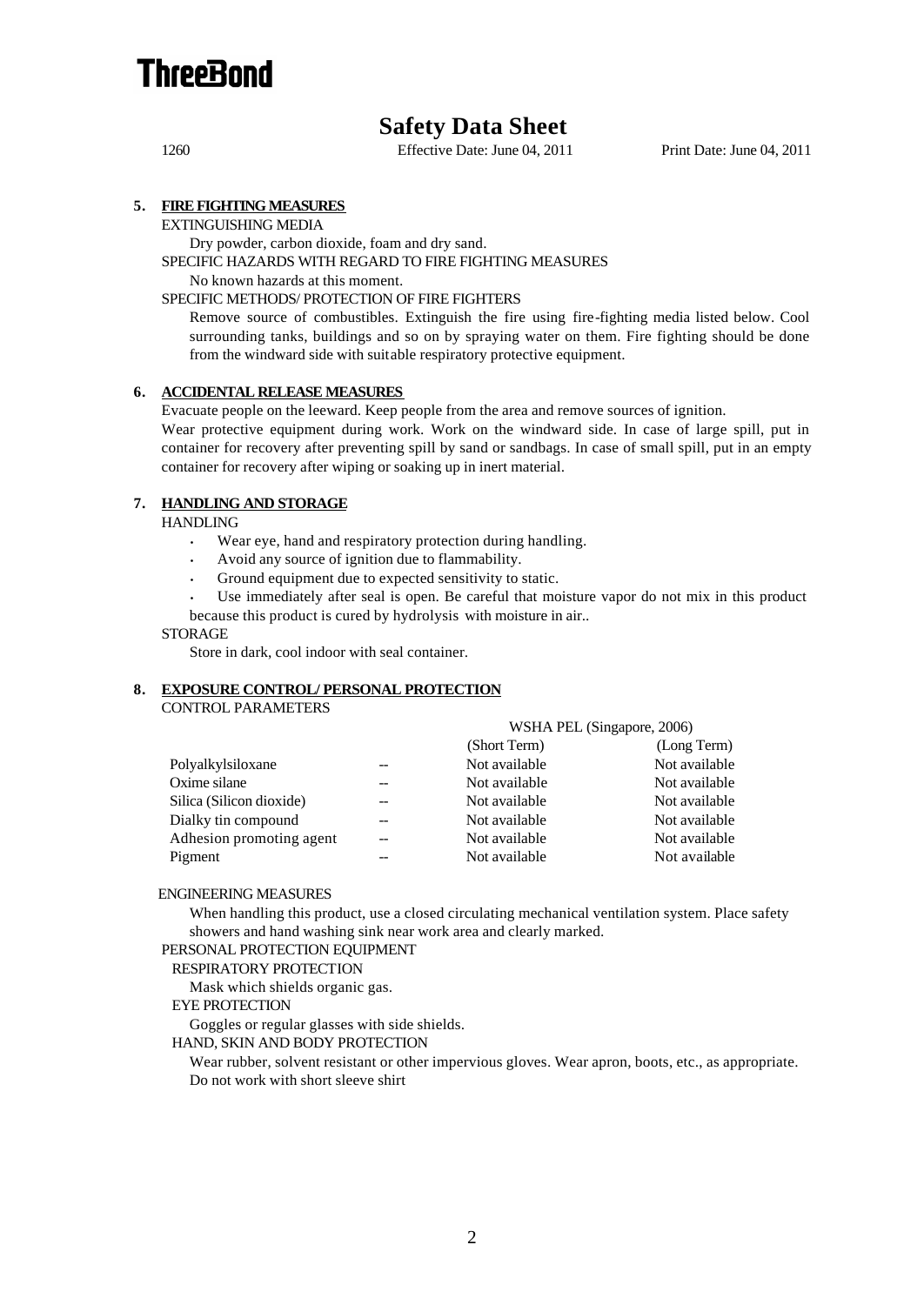**ThreeBond**

# Safety Data Sheet

1260 Effective Date: June 04, 2011 Print Date: June 04, 2011

## 5. FIRE FIGHTING MEASURES

EXTINGUISHING MEDIA

Dry powder, carbon dioxide, foam and dry sand.

SPECIFIC HAZARDS WITH REGARD TO FIRE FIGHTING MEASURES

No known hazards at this moment.

SPECIFIC METHODS/ PROTECTION OF FIRE FIGHTERS

Remove source of combustibles. Extinguish the fire using fire-fighting media listed below. Cool surrounding tanks, buildings and so on by spraying water on them. Fire fighting should be done from the windward side with suitable respiratory protective equipment.

## 6. ACCIDENTAL RELEASE MEASURES

Evacuate people on the leeward. Keep people from the area and remove sources of ignition.

Wear protective equipment during work. Work on the windward side. In case of large spill, put in container for recovery after preventing spill by sand or sandbags. In case of small spill, put in an empty container for recovery after wiping or soaking up in inert material.

## 7. HANDLING AND STORAGE

HANDLING

- Wear eye, hand and respiratory protection during handling.
- Avoid any source of ignition due to flammability.
- Ground equipment due to expected sensitivity to static.
- Use immediately after seal is open. Be careful that moisture vapor do not mix in this product because this product is cured by hydrolysis with moisture in air..

STORAGE

Store in dark, cool indoor with seal container.

## 8. EXPOSURE CONTROL/ PERSONAL PROTECTION

CONTROL PARAMETERS

| | | WSHA PEL (Singapore, 2006) | |
|---|---|---|---|
| | | (Short Term) | (Long Term) |
| Polyalkylsiloxane | -- | Not available | Not available |
| Oxime silane | -- | Not available | Not available |
| Silica (Silicon dioxide) | -- | Not available | Not available |
| Dialky tin compound | -- | Not available | Not available |
| Adhesion promoting agent | -- | Not available | Not available |
| Pigment | -- | Not available | Not available |

ENGINEERING MEASURES

When handling this product, use a closed circulating mechanical ventilation system. Place safety showers and hand washing sink near work area and clearly marked.

PERSONAL PROTECTION EQUIPMENT

RESPIRATORY PROTECTION

Mask which shields organic gas.

EYE PROTECTION

Goggles or regular glasses with side shields.

HAND, SKIN AND BODY PROTECTION

Wear rubber, solvent resistant or other impervious gloves. Wear apron, boots, etc., as appropriate. Do not work with short sleeve shirt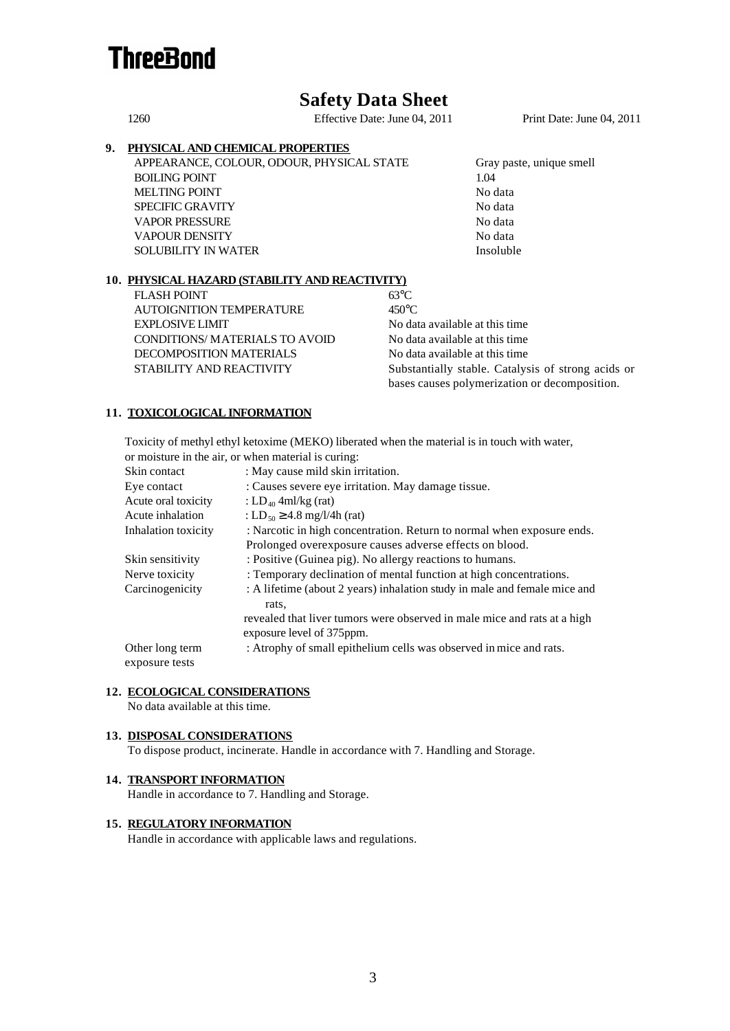ThreeBond

# Safety Data Sheet

1260 Effective Date: June 04, 2011 Print Date: June 04, 2011

## 9. PHYSICAL AND CHEMICAL PROPERTIES

| | |
|---|---|
| APPEARANCE, COLOUR, ODOUR, PHYSICAL STATE | Gray paste, unique smell |
| BOILING POINT | 1.04 |
| MELTING POINT | No data |
| SPECIFIC GRAVITY | No data |
| VAPOR PRESSURE | No data |
| VAPOUR DENSITY | No data |
| SOLUBILITY IN WATER | Insoluble |

## 10. PHYSICAL HAZARD (STABILITY AND REACTIVITY)

| | |
|---|---|
| FLASH POINT | 63°C |
| AUTOIGNITION TEMPERATURE | 450°C |
| EXPLOSIVE LIMIT | No data available at this time |
| CONDITIONS/ MATERIALS TO AVOID | No data available at this time |
| DECOMPOSITION MATERIALS | No data available at this time |
| STABILITY AND REACTIVITY | Substantially stable. Catalysis of strong acids or bases causes polymerization or decomposition. |

## 11. TOXICOLOGICAL INFORMATION

Toxicity of methyl ethyl ketoxime (MEKO) liberated when the material is in touch with water, or moisture in the air, or when material is curing:

| | |
|---|---|
| Skin contact | : May cause mild skin irritation. |
| Eye contact | : Causes severe eye irritation. May damage tissue. |
| Acute oral toxicity | : $LD_{40}$ 4ml/kg (rat) |
| Acute inhalation | : $LD_{50} \geq 4.8$ mg/l/4h (rat) |
| Inhalation toxicity | : Narcotic in high concentration. Return to normal when exposure ends. Prolonged overexposure causes adverse effects on blood. |
| Skin sensitivity | : Positive (Guinea pig). No allergy reactions to humans. |
| Nerve toxicity | : Temporary declination of mental function at high concentrations. |
| Carcinogenicity | : A lifetime (about 2 years) inhalation study in male and female mice and rats, revealed that liver tumors were observed in male mice and rats at a high exposure level of 375ppm. |
| Other long term exposure tests | : Atrophy of small epithelium cells was observed in mice and rats. |

## 12. ECOLOGICAL CONSIDERATIONS

No data available at this time.

## 13. DISPOSAL CONSIDERATIONS

To dispose product, incinerate. Handle in accordance with 7. Handling and Storage.

## 14. TRANSPORT INFORMATION

Handle in accordance to 7. Handling and Storage.

## 15. REGULATORY INFORMATION

Handle in accordance with applicable laws and regulations.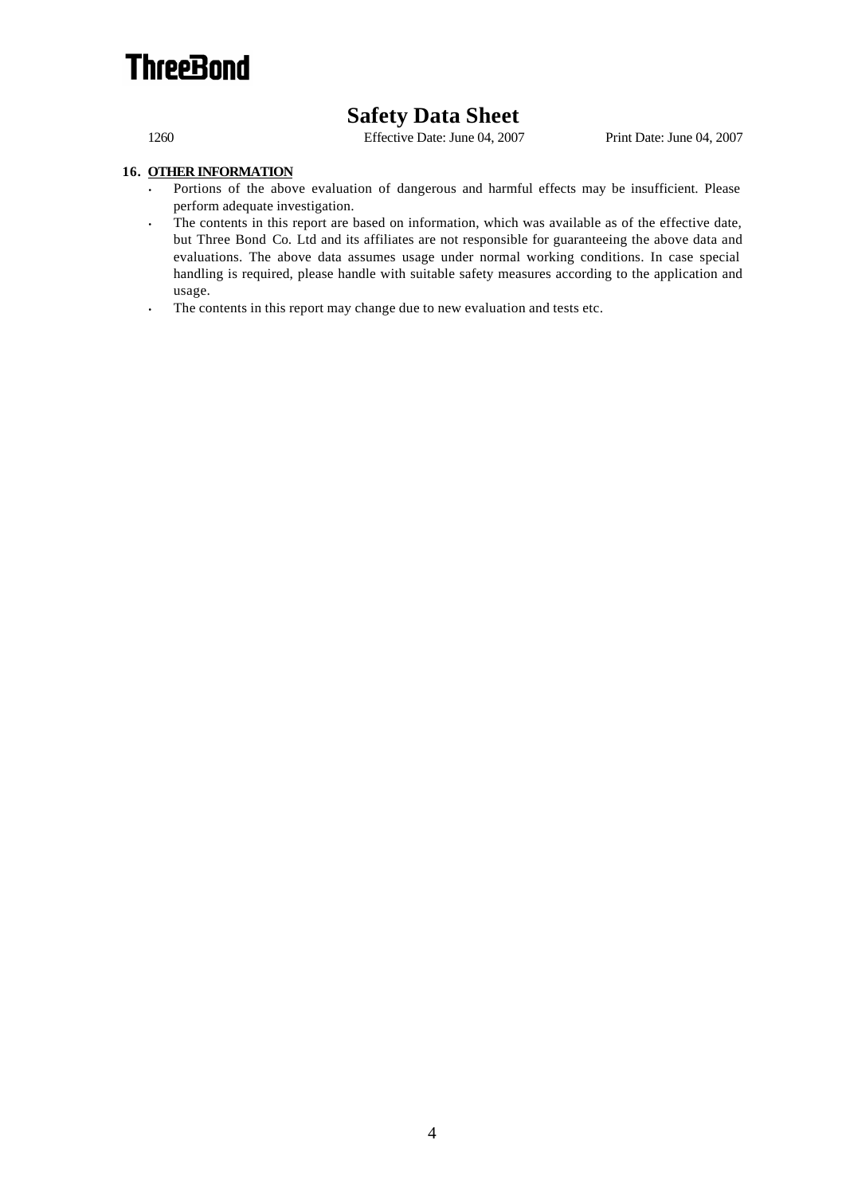## 16. OTHER INFORMATION

- Portions of the above evaluation of dangerous and harmful effects may be insufficient. Please perform adequate investigation.
- The contents in this report are based on information, which was available as of the effective date, but Three Bond Co. Ltd and its affiliates are not responsible for guaranteeing the above data and evaluations. The above data assumes usage under normal working conditions. In case special handling is required, please handle with suitable safety measures according to the application and usage.
- The contents in this report may change due to new evaluation and tests etc.